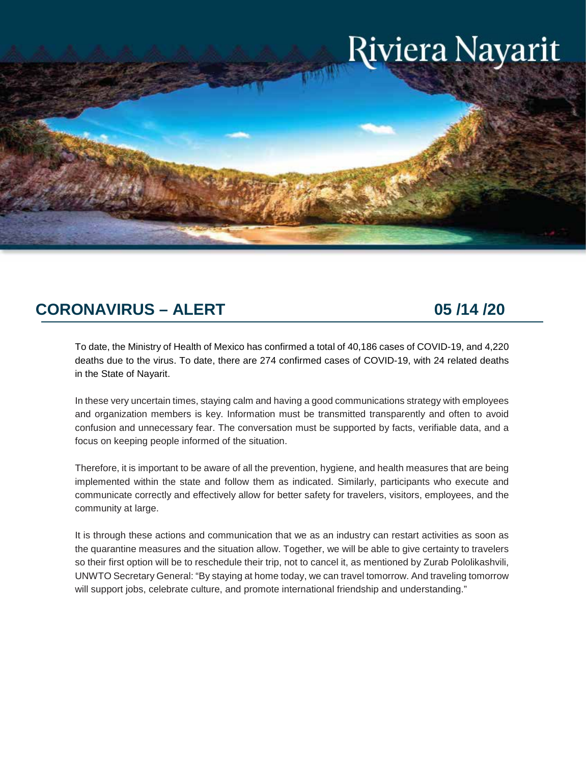# Riviera Nayarit

## CORONAVIRUS – ALERT 05 /14 /20

To date, the Ministry of Health of Mexico has confirmed a total of 40,186 cases of COVID-19, and 4,220 deaths due to the virus. To date, there are 274 confirmed cases of COVID-19, with 24 related deaths in the State of Nayarit.

In these very uncertain times, staying calm and having a good communications strategy with employees and organization members is key. Information must be transmitted transparently and often to avoid confusion and unnecessary fear. The conversation must be supported by facts, verifiable data, and a focus on keeping people informed of the situation.

Therefore, it is important to be aware of all the prevention, hygiene, and health measures that are being implemented within the state and follow them as indicated. Similarly, participants who execute and communicate correctly and effectively allow for better safety for travelers, visitors, employees, and the community at large.

It is through these actions and communication that we as an industry can restart activities as soon as the quarantine measures and the situation allow. Together, we will be able to give certainty to travelers so their first option will be to reschedule their trip, not to cancel it, as mentioned by Zurab Pololikashvili, UNWTO Secretary General: "By staying at home today, we can travel tomorrow. And traveling tomorrow will support jobs, celebrate culture, and promote international friendship and understanding."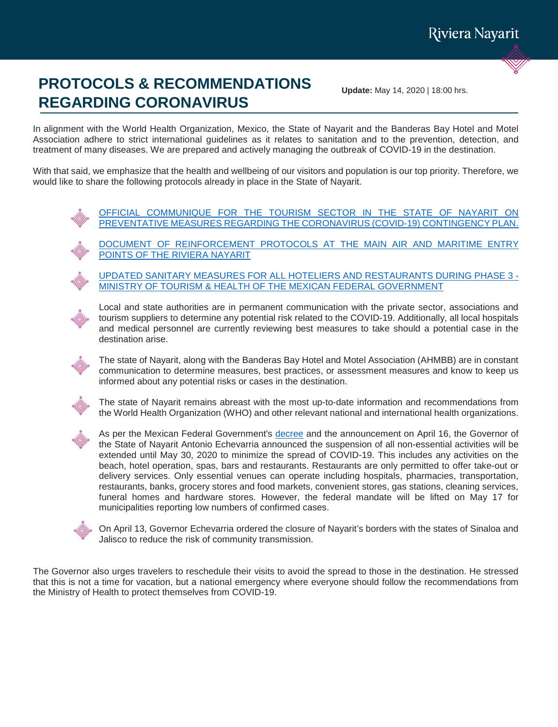# PROTOCOLS & RECOMMENDATIONS REGARDING CORONAVIRUS

**Update:** May 14, 2020 | 18:00 hrs.

In alignment with the World Health Organization, Mexico, the State of Nayarit and the Banderas Bay Hotel and Motel Association adhere to strict international guidelines as it relates to sanitation and to the prevention, detection, and treatment of many diseases. We are prepared and actively managing the outbreak of COVID-19 in the destination.

With that said, we emphasize that the health and wellbeing of our visitors and population is our top priority. Therefore, we would like to share the following protocols already in place in the State of Nayarit.

- OFFICIAL COMMUNIQUE FOR THE TOURISM SECTOR IN THE STATE OF NAYARIT ON PREVENTATIVE MEASURES REGARDING THE CORONAVIRUS (COVID-19) CONTINGENCY PLAN.
- DOCUMENT OF REINFORCEMENT PROTOCOLS AT THE MAIN AIR AND MARITIME ENTRY POINTS OF THE RIVIERA NAYARIT
- UPDATED SANITARY MEASURES FOR ALL HOTELIERS AND RESTAURANTS DURING PHASE 3 - MINISTRY OF TOURISM & HEALTH OF THE MEXICAN FEDERAL GOVERNMENT
- Local and state authorities are in permanent communication with the private sector, associations and tourism suppliers to determine any potential risk related to the COVID-19. Additionally, all local hospitals and medical personnel are currently reviewing best measures to take should a potential case in the destination arise.
- The state of Nayarit, along with the Banderas Bay Hotel and Motel Association (AHMBB) are in constant communication to determine measures, best practices, or assessment measures and know to keep us informed about any potential risks or cases in the destination.
- The state of Nayarit remains abreast with the most up-to-date information and recommendations from the World Health Organization (WHO) and other relevant national and international health organizations.
- As per the Mexican Federal Government's decree and the announcement on April 16, the Governor of the State of Nayarit Antonio Echevarria announced the suspension of all non-essential activities will be extended until May 30, 2020 to minimize the spread of COVID-19. This includes any activities on the beach, hotel operation, spas, bars and restaurants. Restaurants are only permitted to offer take-out or delivery services. Only essential venues can operate including hospitals, pharmacies, transportation, restaurants, banks, grocery stores and food markets, convenient stores, gas stations, cleaning services, funeral homes and hardware stores. However, the federal mandate will be lifted on May 17 for municipalities reporting low numbers of confirmed cases.
- On April 13, Governor Echevarria ordered the closure of Nayarit's borders with the states of Sinaloa and Jalisco to reduce the risk of community transmission.

The Governor also urges travelers to reschedule their visits to avoid the spread to those in the destination. He stressed that this is not a time for vacation, but a national emergency where everyone should follow the recommendations from the Ministry of Health to protect themselves from COVID-19.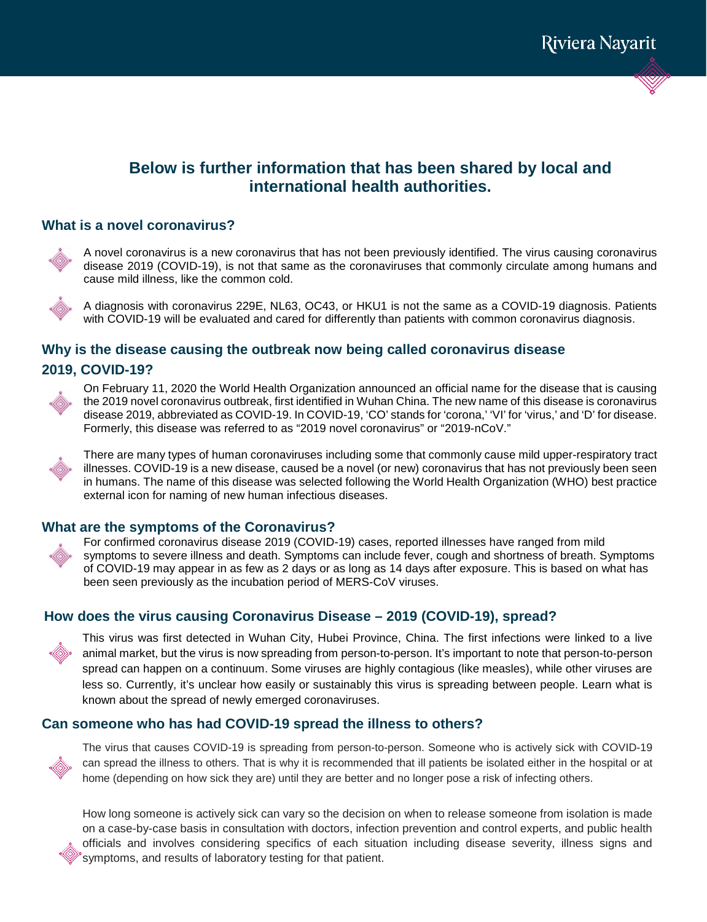## Below is further information that has been shared by local and international health authorities.

### What is a novel coronavirus?

- A novel coronavirus is a new coronavirus that has not been previously identified. The virus causing coronavirus disease 2019 (COVID-19), is not that same as the coronaviruses that commonly circulate among humans and cause mild illness, like the common cold.

- A diagnosis with coronavirus 229E, NL63, OC43, or HKU1 is not the same as a COVID-19 diagnosis. Patients with COVID-19 will be evaluated and cared for differently than patients with common coronavirus diagnosis.

### Why is the disease causing the outbreak now being called coronavirus disease 2019, COVID-19?

- On February 11, 2020 the World Health Organization announced an official name for the disease that is causing the 2019 novel coronavirus outbreak, first identified in Wuhan China. The new name of this disease is coronavirus disease 2019, abbreviated as COVID-19. In COVID-19, 'CO' stands for 'corona,' 'VI' for 'virus,' and 'D' for disease. Formerly, this disease was referred to as "2019 novel coronavirus" or "2019-nCoV."

- There are many types of human coronaviruses including some that commonly cause mild upper-respiratory tract illnesses. COVID-19 is a new disease, caused be a novel (or new) coronavirus that has not previously been seen in humans. The name of this disease was selected following the World Health Organization (WHO) best practice external icon for naming of new human infectious diseases.

### What are the symptoms of the Coronavirus?

- For confirmed coronavirus disease 2019 (COVID-19) cases, reported illnesses have ranged from mild symptoms to severe illness and death. Symptoms can include fever, cough and shortness of breath. Symptoms of COVID-19 may appear in as few as 2 days or as long as 14 days after exposure. This is based on what has been seen previously as the incubation period of MERS-CoV viruses.

### How does the virus causing Coronavirus Disease – 2019 (COVID-19), spread?

- This virus was first detected in Wuhan City, Hubei Province, China. The first infections were linked to a live animal market, but the virus is now spreading from person-to-person. It's important to note that person-to-person spread can happen on a continuum. Some viruses are highly contagious (like measles), while other viruses are less so. Currently, it's unclear how easily or sustainably this virus is spreading between people. Learn what is known about the spread of newly emerged coronaviruses.

### Can someone who has had COVID-19 spread the illness to others?

- The virus that causes COVID-19 is spreading from person-to-person. Someone who is actively sick with COVID-19 can spread the illness to others. That is why it is recommended that ill patients be isolated either in the hospital or at home (depending on how sick they are) until they are better and no longer pose a risk of infecting others.

- How long someone is actively sick can vary so the decision on when to release someone from isolation is made on a case-by-case basis in consultation with doctors, infection prevention and control experts, and public health officials and involves considering specifics of each situation including disease severity, illness signs and symptoms, and results of laboratory testing for that patient.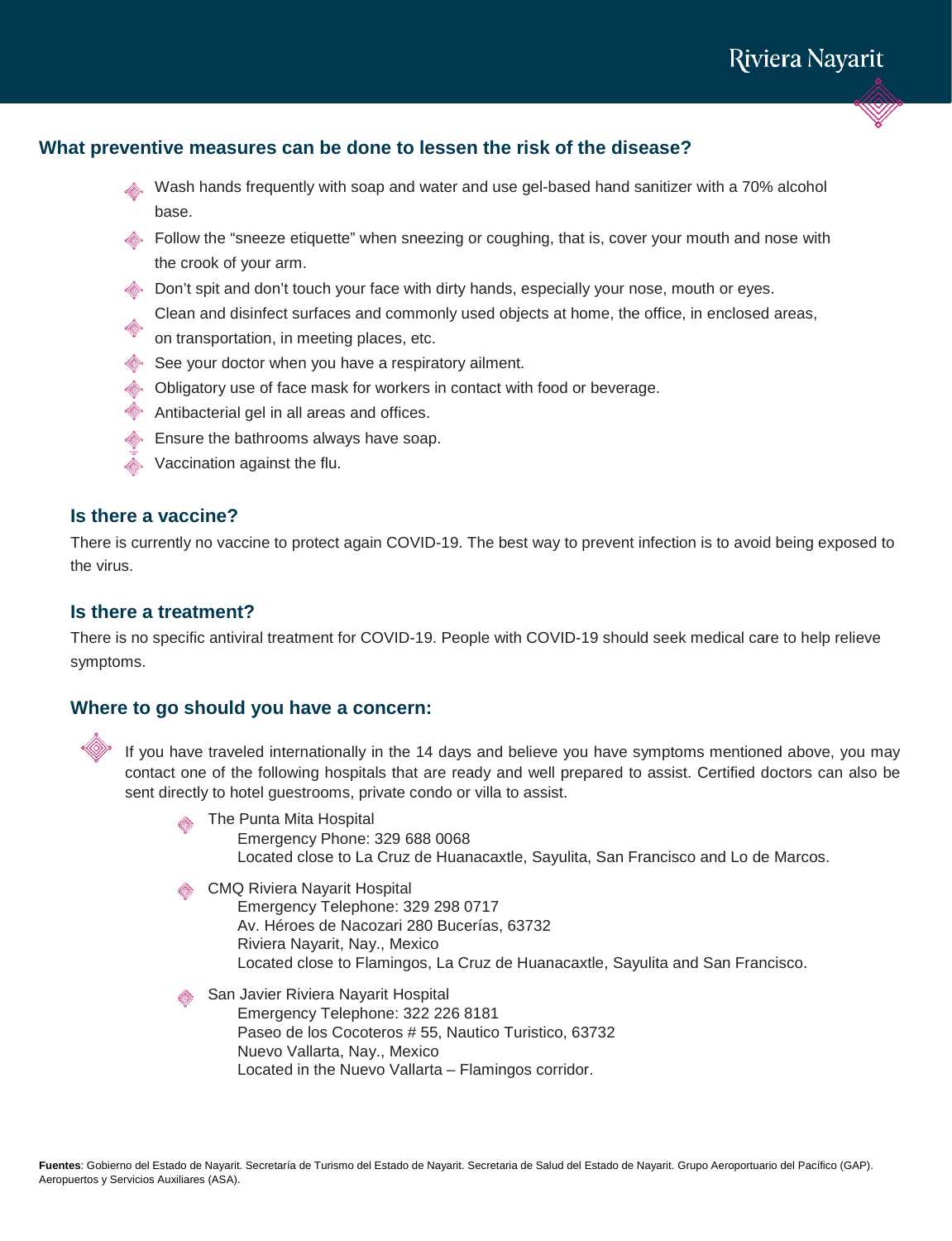## What preventive measures can be done to lessen the risk of the disease?

- Wash hands frequently with soap and water and use gel-based hand sanitizer with a 70% alcohol base.
- Follow the "sneeze etiquette" when sneezing or coughing, that is, cover your mouth and nose with the crook of your arm.
- Don't spit and don't touch your face with dirty hands, especially your nose, mouth or eyes.
- Clean and disinfect surfaces and commonly used objects at home, the office, in enclosed areas, on transportation, in meeting places, etc.
- See your doctor when you have a respiratory ailment.
- Obligatory use of face mask for workers in contact with food or beverage.
- Antibacterial gel in all areas and offices.
- Ensure the bathrooms always have soap.
- Vaccination against the flu.

### Is there a vaccine?

There is currently no vaccine to protect again COVID-19. The best way to prevent infection is to avoid being exposed to the virus.

### Is there a treatment?

There is no specific antiviral treatment for COVID-19. People with COVID-19 should seek medical care to help relieve symptoms.

### Where to go should you have a concern:

- If you have traveled internationally in the 14 days and believe you have symptoms mentioned above, you may contact one of the following hospitals that are ready and well prepared to assist. Certified doctors can also be sent directly to hotel guestrooms, private condo or villa to assist.

  - The Punta Mita Hospital
    Emergency Phone: 329 688 0068
    Located close to La Cruz de Huanacaxtle, Sayulita, San Francisco and Lo de Marcos.

  - CMQ Riviera Nayarit Hospital
    Emergency Telephone: 329 298 0717
    Av. Héroes de Nacozari 280 Bucerías, 63732
    Riviera Nayarit, Nay., Mexico
    Located close to Flamingos, La Cruz de Huanacaxtle, Sayulita and San Francisco.

  - San Javier Riviera Nayarit Hospital
    Emergency Telephone: 322 226 8181
    Paseo de los Cocoteros # 55, Nautico Turistico, 63732
    Nuevo Vallarta, Nay., Mexico
    Located in the Nuevo Vallarta – Flamingos corridor.

**Fuentes**: Gobierno del Estado de Nayarit. Secretaría de Turismo del Estado de Nayarit. Secretaria de Salud del Estado de Nayarit. Grupo Aeroportuario del Pacífico (GAP). Aeropuertos y Servicios Auxiliares (ASA).